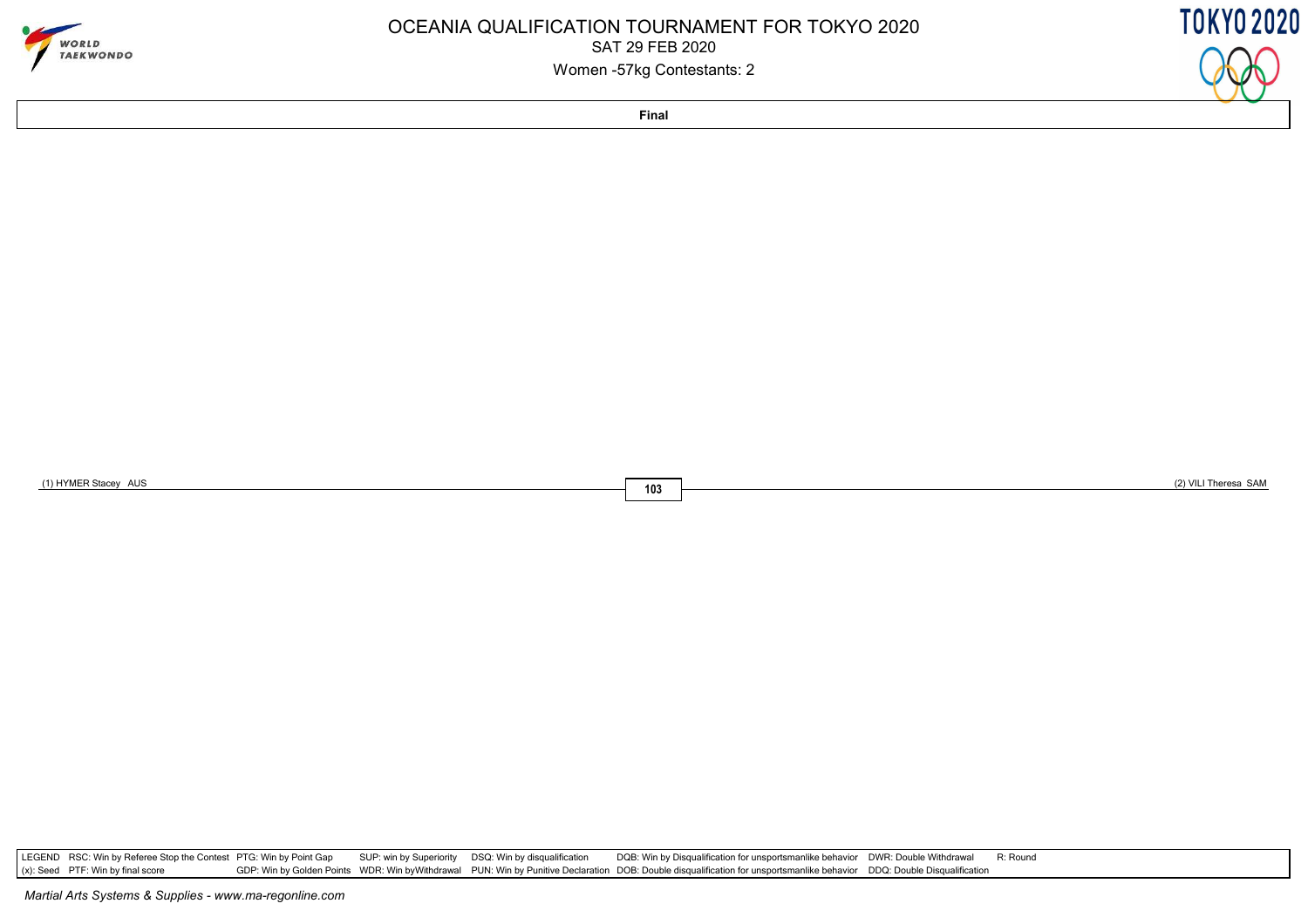# OCEANIA QUALIFICATION TOURNAMENT FOR TOKYO 2020

SAT 29 FEB 2020

Women -57kg Contestants: 2

**Final**

(1) HYMER Stacey AUS

**103**

(2) VILI Theresa SAM

LEGEND RSC: Win by Referee Stop the Contest PTG: Win by Point Gap SUP: win by Superiority DSQ: Win by disqualification DQB: Win by Disqualification for unsportsmanlike behavior DWR: Double Withdrawal R: Round
(x): Seed PTF: Win by final score GDP: Win by Golden Points WDR: Win byWithdrawal PUN: Win by Punitive Declaration DOB: Double disqualification for unsportsmanlike behavior DDQ: Double Disqualification

*Martial Arts Systems & Supplies - www.ma-regonline.com*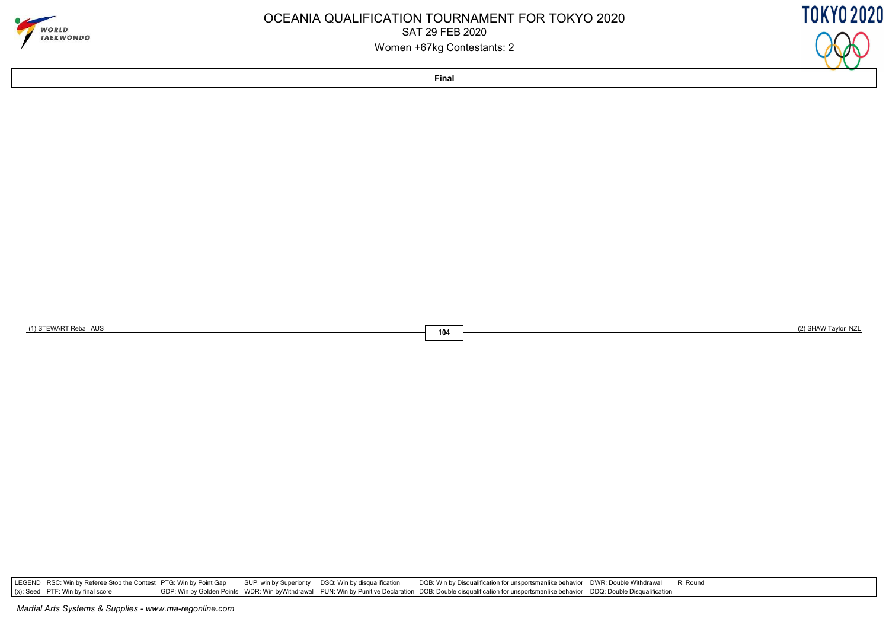# OCEANIA QUALIFICATION TOURNAMENT FOR TOKYO 2020

SAT 29 FEB 2020

Women +67kg Contestants: 2

**Final**

(1) STEWART Reba AUS

**104**

(2) SHAW Taylor NZL

| LEGEND | RSC: Win by Referee Stop the Contest | PTG: Win by Point Gap | SUP: win by Superiority | DSQ: Win by disqualification | DQB: Win by Disqualification for unsportsmanlike behavior | DWR: Double Withdrawal | R: Round |
|---|---|---|---|---|---|---|---|
| (x): Seed | PTF: Win by final score | GDP: Win by Golden Points | WDR: Win byWithdrawal | PUN: Win by Punitive Declaration | DOB: Double disqualification for unsportsmanlike behavior | DDQ: Double Disqualification | |

*Martial Arts Systems & Supplies - www.ma-regonline.com*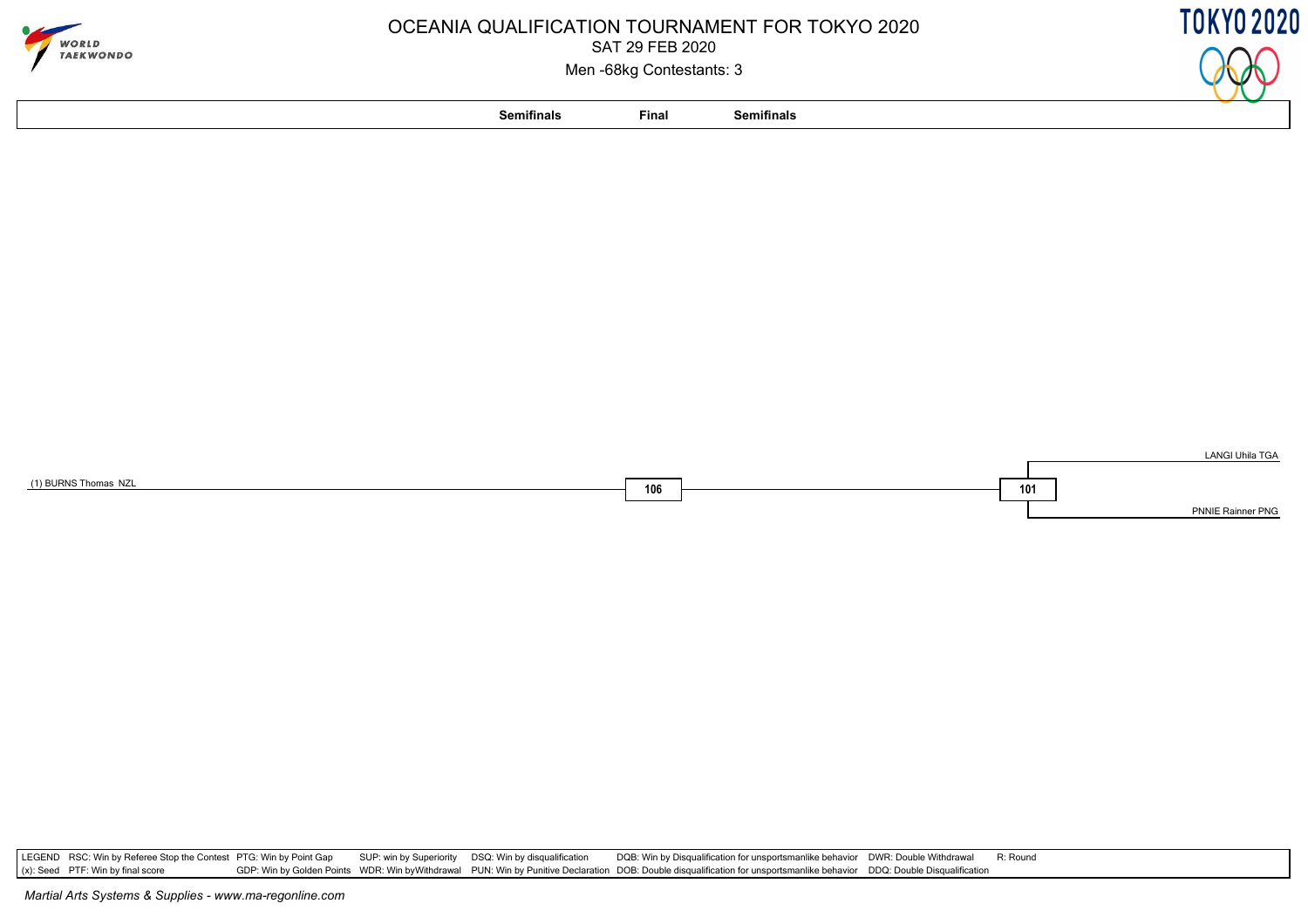# OCEANIA QUALIFICATION TOURNAMENT FOR TOKYO 2020

SAT 29 FEB 2020

Men -68kg Contestants: 3

| Semifinals | Final | Semifinals |
|---|---|---|
| (1) BURNS Thomas NZL | 106 | 101 |

**Match 101:**
- LANGI Uhila TGA
- PNNIE Rainner PNG

LEGEND RSC: Win by Referee Stop the Contest PTG: Win by Point Gap SUP: win by Superiority DSQ: Win by disqualification DQB: Win by Disqualification for unsportsmanlike behavior DWR: Double Withdrawal R: Round
(x): Seed PTF: Win by final score GDP: Win by Golden Points WDR: Win byWithdrawal PUN: Win by Punitive Declaration DOB: Double disqualification for unsportsmanlike behavior DDQ: Double Disqualification

*Martial Arts Systems & Supplies - www.ma-regonline.com*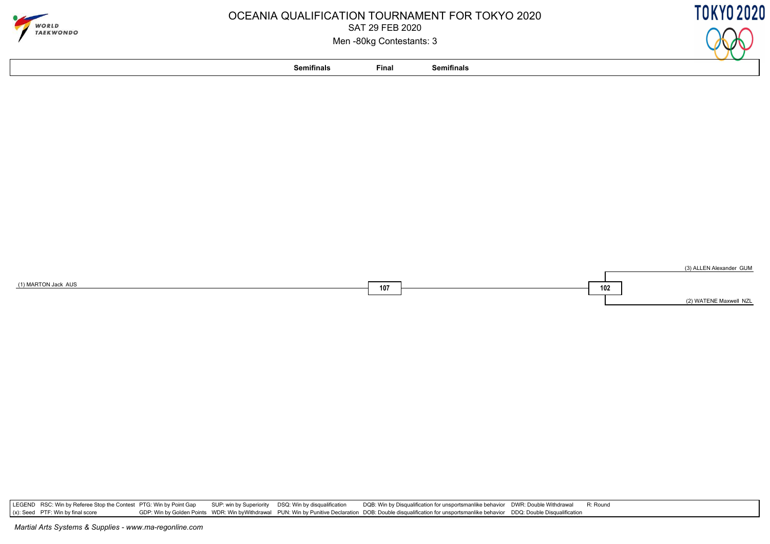# OCEANIA QUALIFICATION TOURNAMENT FOR TOKYO 2020

SAT 29 FEB 2020

Men -80kg Contestants: 3

| Semifinals | Final | Semifinals |
|---|---|---|

(1) MARTON Jack AUS

107

102

(3) ALLEN Alexander GUM

(2) WATENE Maxwell NZL

LEGEND RSC: Win by Referee Stop the Contest PTG: Win by Point Gap SUP: win by Superiority DSQ: Win by disqualification DQB: Win by Disqualification for unsportsmanlike behavior DWR: Double Withdrawal R: Round
(x): Seed PTF: Win by final score GDP: Win by Golden Points WDR: Win byWithdrawal PUN: Win by Punitive Declaration DOB: Double disqualification for unsportsmanlike behavior DDQ: Double Disqualification

*Martial Arts Systems & Supplies - www.ma-regonline.com*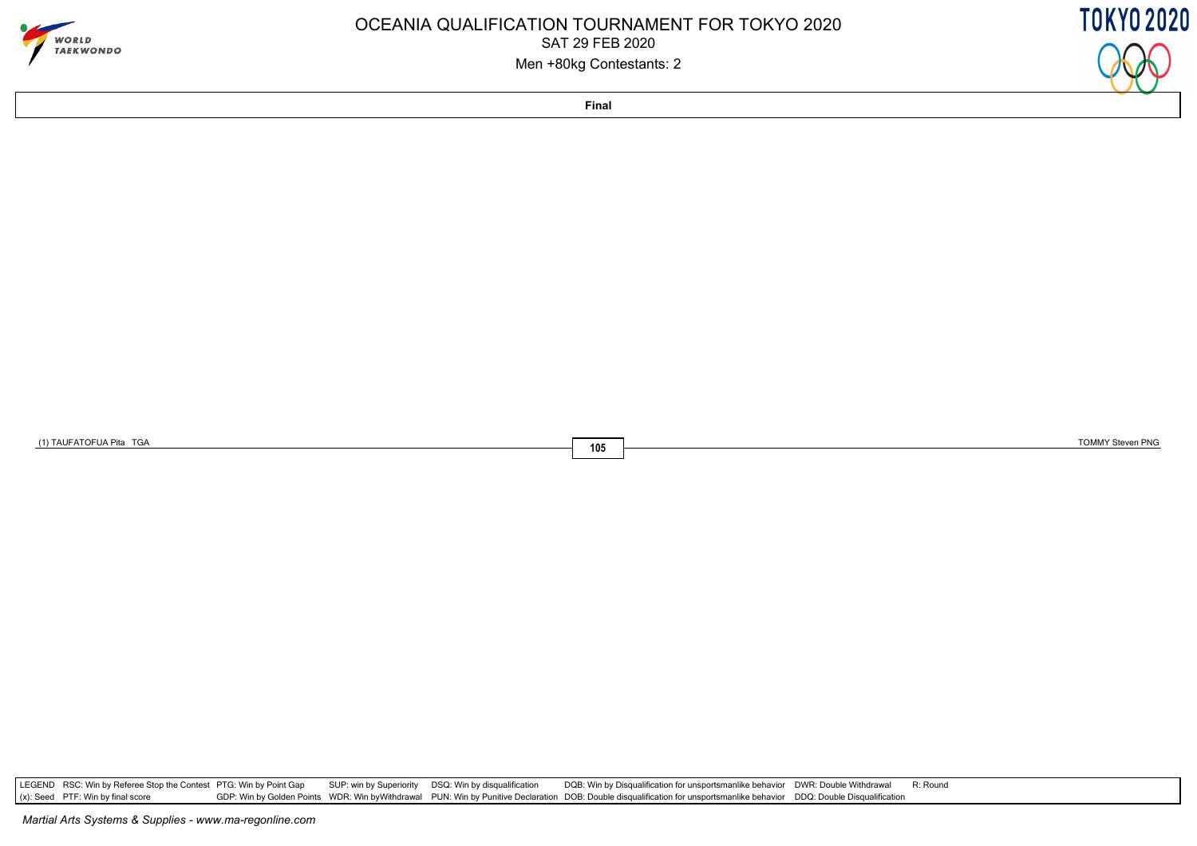# OCEANIA QUALIFICATION TOURNAMENT FOR TOKYO 2020

SAT 29 FEB 2020

Men +80kg Contestants: 2

**Final**

(1) TAUFATOFUA Pita TGA

105

TOMMY Steven PNG

LEGEND RSC: Win by Referee Stop the Contest PTG: Win by Point Gap SUP: win by Superiority DSQ: Win by disqualification DQB: Win by Disqualification for unsportsmanlike behavior DWR: Double Withdrawal R: Round
(x): Seed PTF: Win by final score GDP: Win by Golden Points WDR: Win byWithdrawal PUN: Win by Punitive Declaration DOB: Double disqualification for unsportsmanlike behavior DDQ: Double Disqualification

*Martial Arts Systems & Supplies - www.ma-regonline.com*